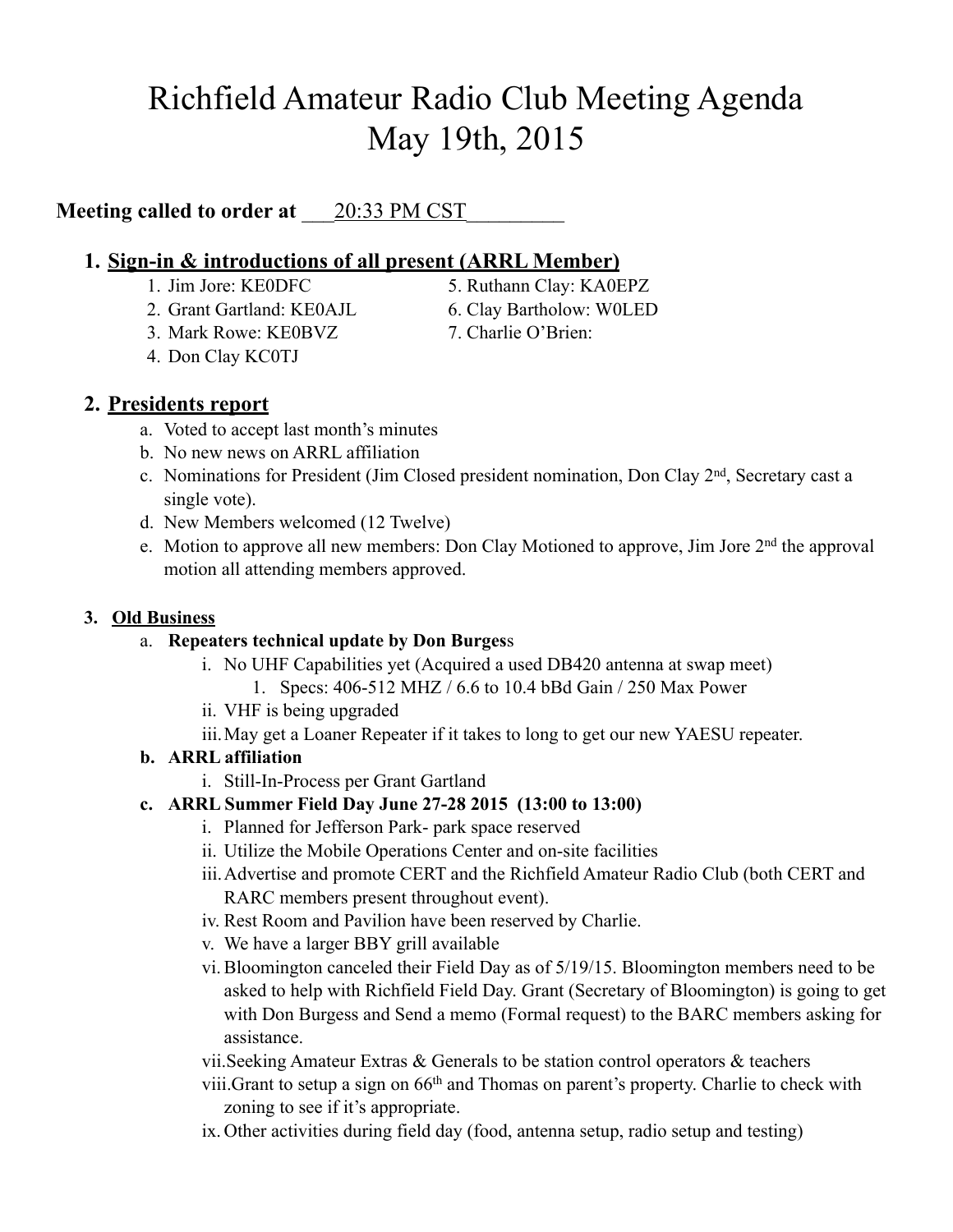# Richfield Amateur Radio Club Meeting Agenda
# May 19th, 2015

**Meeting called to order at** ___20:33 PM CST_________

## 1. Sign-in & introductions of all present (ARRL Member)

1. Jim Jore: KE0DFC
2. Grant Gartland: KE0AJL
3. Mark Rowe: KE0BVZ
4. Don Clay KC0TJ
5. Ruthann Clay: KA0EPZ
6. Clay Bartholow: W0LED
7. Charlie O'Brien:

## 2. Presidents report

a. Voted to accept last month's minutes
b. No new news on ARRL affiliation
c. Nominations for President (Jim Closed president nomination, Don Clay 2nd, Secretary cast a single vote).
d. New Members welcomed (12 Twelve)
e. Motion to approve all new members: Don Clay Motioned to approve, Jim Jore 2nd the approval motion all attending members approved.

### 3. Old Business

a. **Repeaters technical update by Don Burgess**
   i. No UHF Capabilities yet (Acquired a used DB420 antenna at swap meet)
      1. Specs: 406-512 MHZ / 6.6 to 10.4 bBd Gain / 250 Max Power
   ii. VHF is being upgraded
   iii. May get a Loaner Repeater if it takes to long to get our new YAESU repeater.

b. **ARRL affiliation**
   i. Still-In-Process per Grant Gartland

c. **ARRL Summer Field Day June 27-28 2015 (13:00 to 13:00)**
   i. Planned for Jefferson Park- park space reserved
   ii. Utilize the Mobile Operations Center and on-site facilities
   iii. Advertise and promote CERT and the Richfield Amateur Radio Club (both CERT and RARC members present throughout event).
   iv. Rest Room and Pavilion have been reserved by Charlie.
   v. We have a larger BBY grill available
   vi. Bloomington canceled their Field Day as of 5/19/15. Bloomington members need to be asked to help with Richfield Field Day. Grant (Secretary of Bloomington) is going to get with Don Burgess and Send a memo (Formal request) to the BARC members asking for assistance.
   vii. Seeking Amateur Extras & Generals to be station control operators & teachers
   viii. Grant to setup a sign on 66th and Thomas on parent's property. Charlie to check with zoning to see if it's appropriate.
   ix. Other activities during field day (food, antenna setup, radio setup and testing)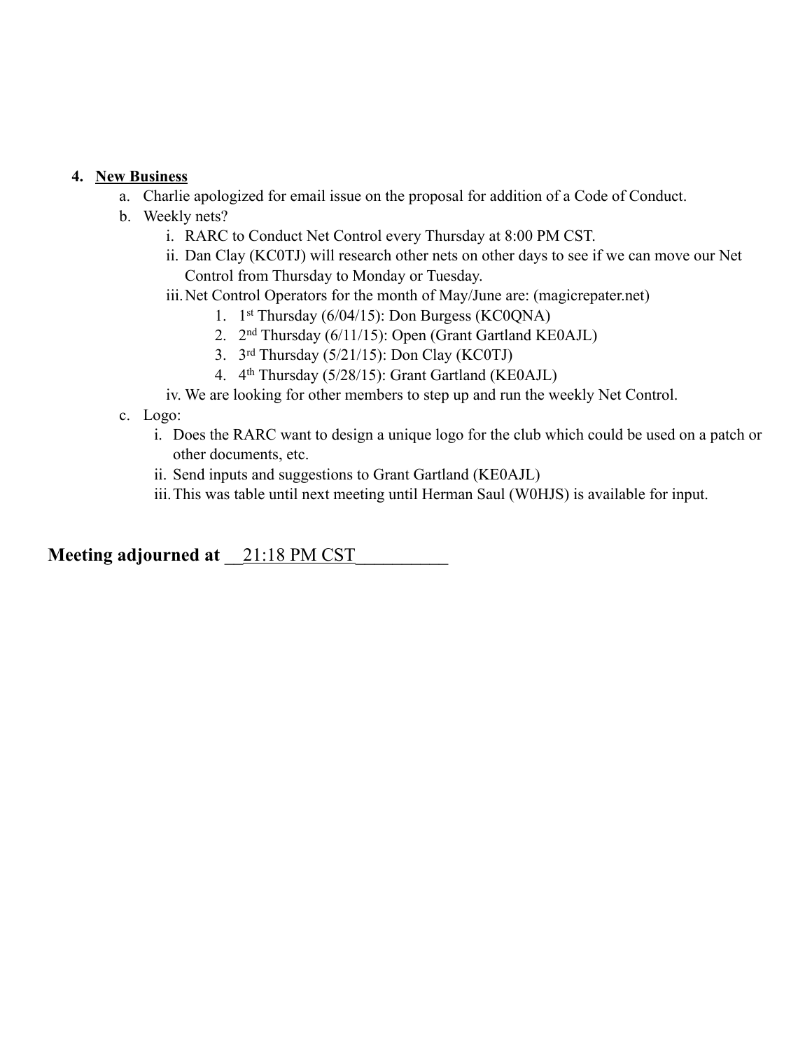4. **New Business**
    a. Charlie apologized for email issue on the proposal for addition of a Code of Conduct.
    b. Weekly nets?
        i. RARC to Conduct Net Control every Thursday at 8:00 PM CST.
        ii. Dan Clay (KC0TJ) will research other nets on other days to see if we can move our Net Control from Thursday to Monday or Tuesday.
        iii. Net Control Operators for the month of May/June are: (magicrepater.net)
            1. 1st Thursday (6/04/15): Don Burgess (KC0QNA)
            2. 2nd Thursday (6/11/15): Open (Grant Gartland KE0AJL)
            3. 3rd Thursday (5/21/15): Don Clay (KC0TJ)
            4. 4th Thursday (5/28/15): Grant Gartland (KE0AJL)
        iv. We are looking for other members to step up and run the weekly Net Control.
    c. Logo:
        i. Does the RARC want to design a unique logo for the club which could be used on a patch or other documents, etc.
        ii. Send inputs and suggestions to Grant Gartland (KE0AJL)
        iii. This was table until next meeting until Herman Saul (W0HJS) is available for input.

**Meeting adjourned at** __21:18 PM CST__________